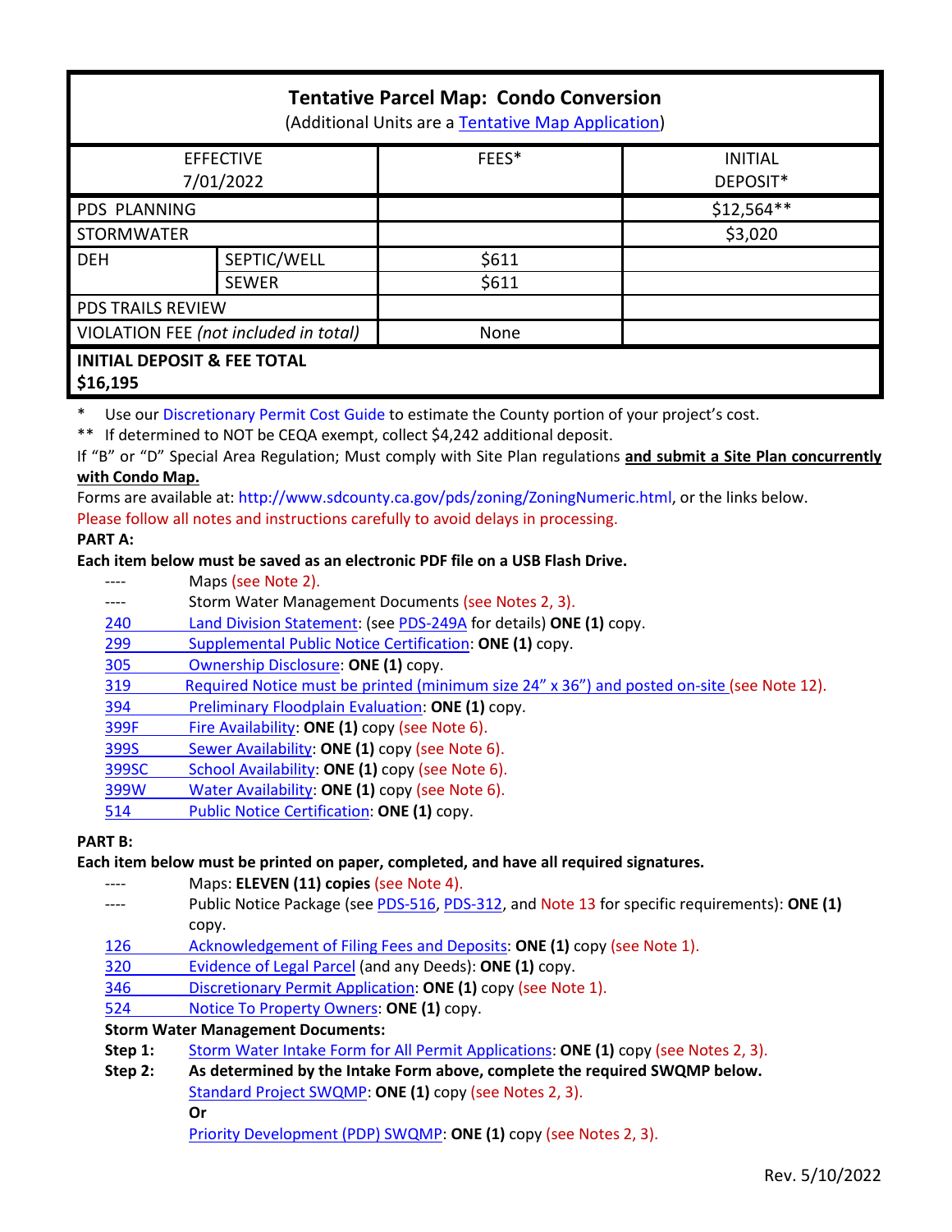# Tentative Parcel Map: Condo Conversion

(Additional Units are a Tentative Map Application)

| EFFECTIVE 7/01/2022 | | FEES* | INITIAL DEPOSIT* |
|---|---|---|---|
| PDS PLANNING | | | $12,564** |
| STORMWATER | | | $3,020 |
| DEH | SEPTIC/WELL | $611 | |
| | SEWER | $611 | |
| PDS TRAILS REVIEW | | | |
| VIOLATION FEE *(not included in total)* | | None | |
| **INITIAL DEPOSIT & FEE TOTAL $16,195** | | | |

\* Use our Discretionary Permit Cost Guide to estimate the County portion of your project's cost.

** If determined to NOT be CEQA exempt, collect $4,242 additional deposit.

If "B" or "D" Special Area Regulation; Must comply with Site Plan regulations **and submit a Site Plan concurrently with Condo Map.**

Forms are available at: http://www.sdcounty.ca.gov/pds/zoning/ZoningNumeric.html, or the links below.

Please follow all notes and instructions carefully to avoid delays in processing.

**PART A:**

**Each item below must be saved as an electronic PDF file on a USB Flash Drive.**

- ---- Maps (see Note 2).
- ---- Storm Water Management Documents (see Notes 2, 3).
- 240 Land Division Statement: (see PDS-249A for details) **ONE (1)** copy.
- 299 Supplemental Public Notice Certification: **ONE (1)** copy.
- 305 Ownership Disclosure: **ONE (1)** copy.
- 319 Required Notice must be printed (minimum size 24" x 36") and posted on-site (see Note 12).
- 394 Preliminary Floodplain Evaluation: **ONE (1)** copy.
- 399F Fire Availability: **ONE (1)** copy (see Note 6).
- 399S Sewer Availability: **ONE (1)** copy (see Note 6).
- 399SC School Availability: **ONE (1)** copy (see Note 6).
- 399W Water Availability: **ONE (1)** copy (see Note 6).
- 514 Public Notice Certification: **ONE (1)** copy.

**PART B:**

**Each item below must be printed on paper, completed, and have all required signatures.**

- ---- Maps: **ELEVEN (11) copies** (see Note 4).
- ---- Public Notice Package (see PDS-516, PDS-312, and Note 13 for specific requirements): **ONE (1)** copy.
- 126 Acknowledgement of Filing Fees and Deposits: **ONE (1)** copy (see Note 1).
- 320 Evidence of Legal Parcel (and any Deeds): **ONE (1)** copy.
- 346 Discretionary Permit Application: **ONE (1)** copy (see Note 1).
- 524 Notice To Property Owners: **ONE (1)** copy.

**Storm Water Management Documents:**

**Step 1:** Storm Water Intake Form for All Permit Applications: **ONE (1)** copy (see Notes 2, 3).

**Step 2:** **As determined by the Intake Form above, complete the required SWQMP below.**

Standard Project SWQMP: **ONE (1)** copy (see Notes 2, 3).

**Or**

Priority Development (PDP) SWQMP: **ONE (1)** copy (see Notes 2, 3).

Rev. 5/10/2022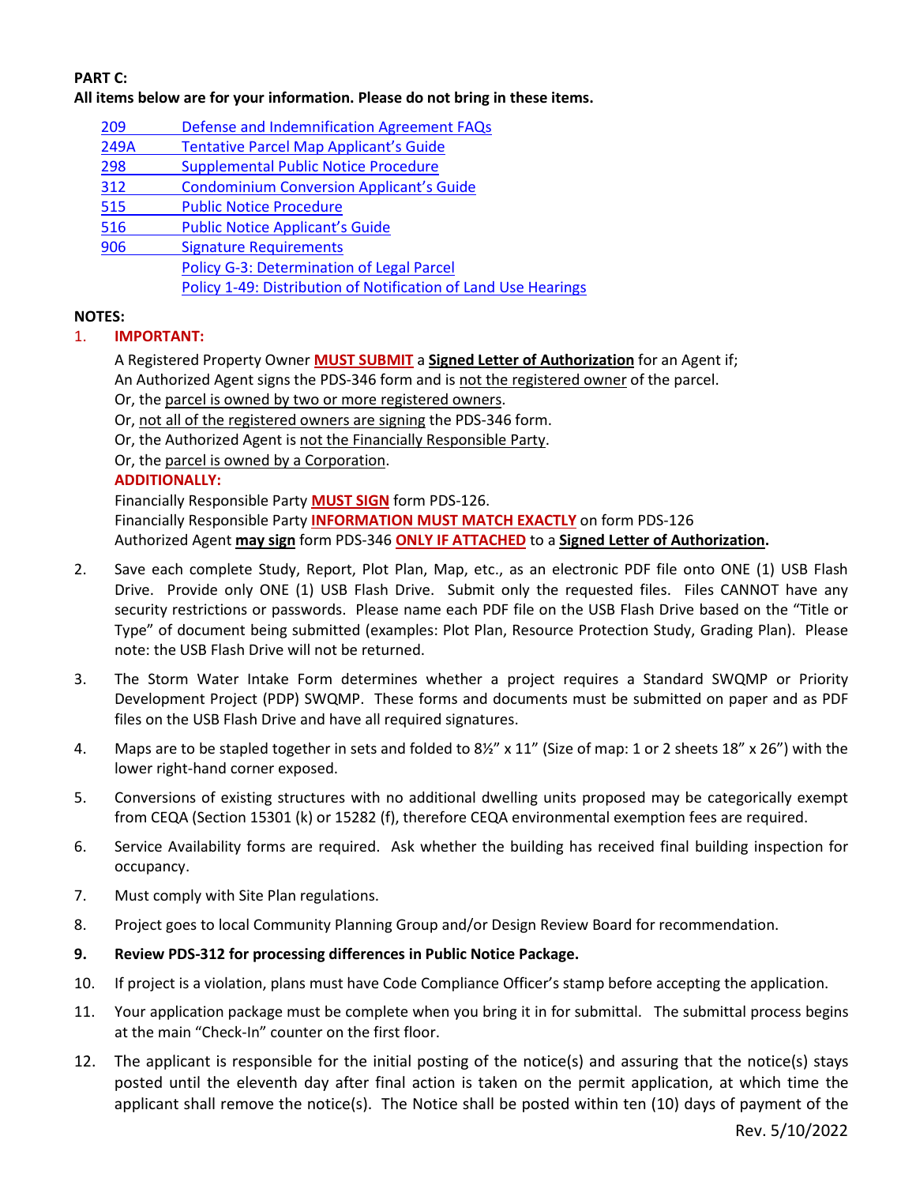**PART C:**
**All items below are for your information. Please do not bring in these items.**

| | |
|---|---|
| 209 | Defense and Indemnification Agreement FAQs |
| 249A | Tentative Parcel Map Applicant's Guide |
| 298 | Supplemental Public Notice Procedure |
| 312 | Condominium Conversion Applicant's Guide |
| 515 | Public Notice Procedure |
| 516 | Public Notice Applicant's Guide |
| 906 | Signature Requirements |
| | Policy G-3: Determination of Legal Parcel |
| | Policy 1-49: Distribution of Notification of Land Use Hearings |

**NOTES:**

1. **IMPORTANT:**

   A Registered Property Owner **MUST SUBMIT** a **Signed Letter of Authorization** for an Agent if;
   An Authorized Agent signs the PDS-346 form and is not the registered owner of the parcel.
   Or, the parcel is owned by two or more registered owners.
   Or, not all of the registered owners are signing the PDS-346 form.
   Or, the Authorized Agent is not the Financially Responsible Party.
   Or, the parcel is owned by a Corporation.

   **ADDITIONALLY:**
   Financially Responsible Party **MUST SIGN** form PDS-126.
   Financially Responsible Party **INFORMATION MUST MATCH EXACTLY** on form PDS-126
   Authorized Agent **may sign** form PDS-346 **ONLY IF ATTACHED** to a **Signed Letter of Authorization.**

2. Save each complete Study, Report, Plot Plan, Map, etc., as an electronic PDF file onto ONE (1) USB Flash Drive. Provide only ONE (1) USB Flash Drive. Submit only the requested files. Files CANNOT have any security restrictions or passwords. Please name each PDF file on the USB Flash Drive based on the "Title or Type" of document being submitted (examples: Plot Plan, Resource Protection Study, Grading Plan). Please note: the USB Flash Drive will not be returned.

3. The Storm Water Intake Form determines whether a project requires a Standard SWQMP or Priority Development Project (PDP) SWQMP. These forms and documents must be submitted on paper and as PDF files on the USB Flash Drive and have all required signatures.

4. Maps are to be stapled together in sets and folded to 8½" x 11" (Size of map: 1 or 2 sheets 18" x 26") with the lower right-hand corner exposed.

5. Conversions of existing structures with no additional dwelling units proposed may be categorically exempt from CEQA (Section 15301 (k) or 15282 (f), therefore CEQA environmental exemption fees are required.

6. Service Availability forms are required. Ask whether the building has received final building inspection for occupancy.

7. Must comply with Site Plan regulations.

8. Project goes to local Community Planning Group and/or Design Review Board for recommendation.

9. **Review PDS-312 for processing differences in Public Notice Package.**

10. If project is a violation, plans must have Code Compliance Officer's stamp before accepting the application.

11. Your application package must be complete when you bring it in for submittal. The submittal process begins at the main "Check-In" counter on the first floor.

12. The applicant is responsible for the initial posting of the notice(s) and assuring that the notice(s) stays posted until the eleventh day after final action is taken on the permit application, at which time the applicant shall remove the notice(s). The Notice shall be posted within ten (10) days of payment of the

Rev. 5/10/2022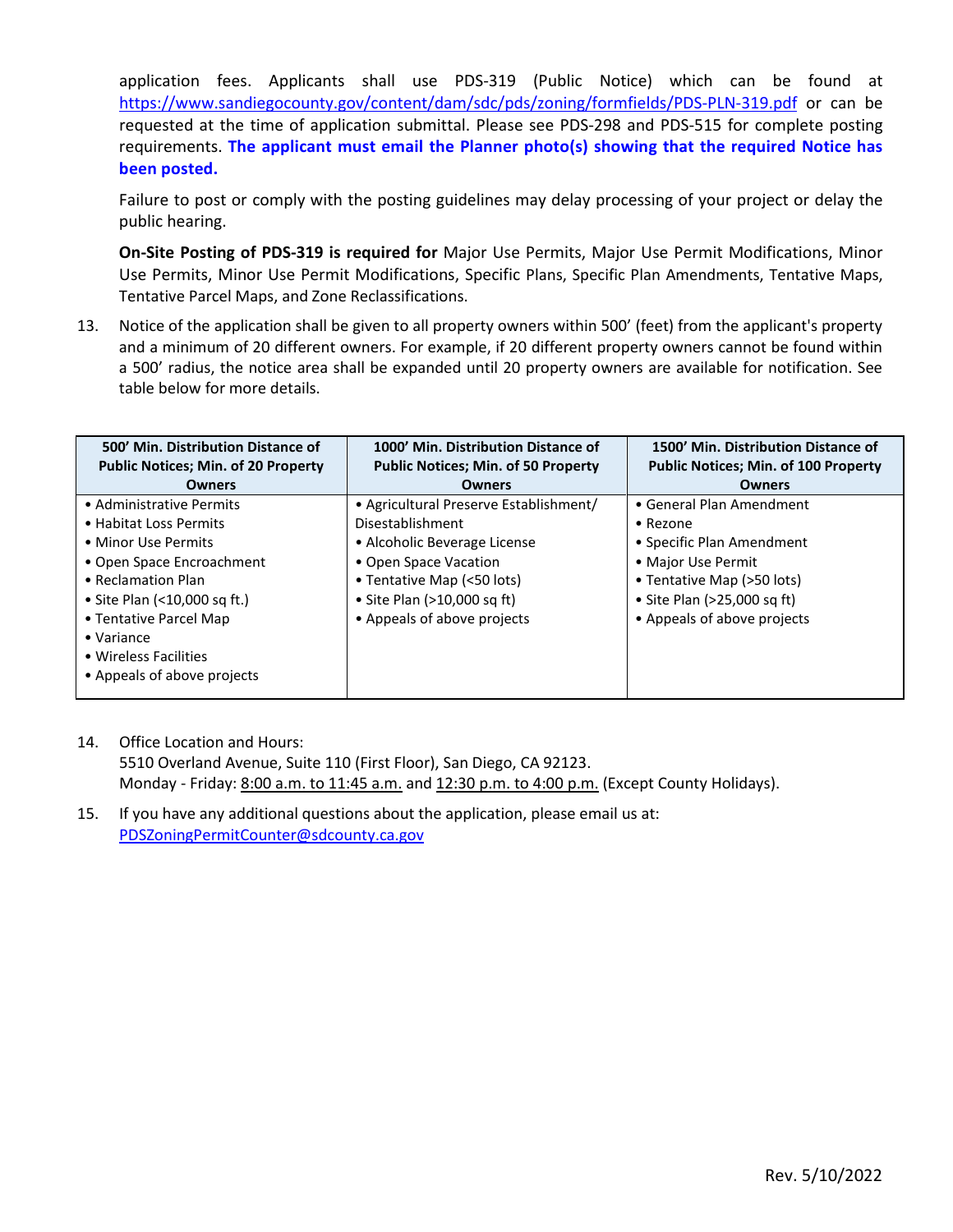application fees. Applicants shall use PDS-319 (Public Notice) which can be found at https://www.sandiegocounty.gov/content/dam/sdc/pds/zoning/formfields/PDS-PLN-319.pdf or can be requested at the time of application submittal. Please see PDS-298 and PDS-515 for complete posting requirements. **The applicant must email the Planner photo(s) showing that the required Notice has been posted.**

Failure to post or comply with the posting guidelines may delay processing of your project or delay the public hearing.

**On-Site Posting of PDS-319 is required for** Major Use Permits, Major Use Permit Modifications, Minor Use Permits, Minor Use Permit Modifications, Specific Plans, Specific Plan Amendments, Tentative Maps, Tentative Parcel Maps, and Zone Reclassifications.

13. Notice of the application shall be given to all property owners within 500' (feet) from the applicant's property and a minimum of 20 different owners. For example, if 20 different property owners cannot be found within a 500' radius, the notice area shall be expanded until 20 property owners are available for notification. See table below for more details.

| 500' Min. Distribution Distance of Public Notices; Min. of 20 Property Owners | 1000' Min. Distribution Distance of Public Notices; Min. of 50 Property Owners | 1500' Min. Distribution Distance of Public Notices; Min. of 100 Property Owners |
|---|---|---|
| • Administrative Permits<br>• Habitat Loss Permits<br>• Minor Use Permits<br>• Open Space Encroachment<br>• Reclamation Plan<br>• Site Plan (<10,000 sq ft.)<br>• Tentative Parcel Map<br>• Variance<br>• Wireless Facilities<br>• Appeals of above projects | • Agricultural Preserve Establishment/ Disestablishment<br>• Alcoholic Beverage License<br>• Open Space Vacation<br>• Tentative Map (<50 lots)<br>• Site Plan (>10,000 sq ft)<br>• Appeals of above projects | • General Plan Amendment<br>• Rezone<br>• Specific Plan Amendment<br>• Major Use Permit<br>• Tentative Map (>50 lots)<br>• Site Plan (>25,000 sq ft)<br>• Appeals of above projects |

14. Office Location and Hours:
 5510 Overland Avenue, Suite 110 (First Floor), San Diego, CA 92123.
 Monday - Friday: 8:00 a.m. to 11:45 a.m. and 12:30 p.m. to 4:00 p.m. (Except County Holidays).

15. If you have any additional questions about the application, please email us at:
 PDSZoningPermitCounter@sdcounty.ca.gov

Rev. 5/10/2022